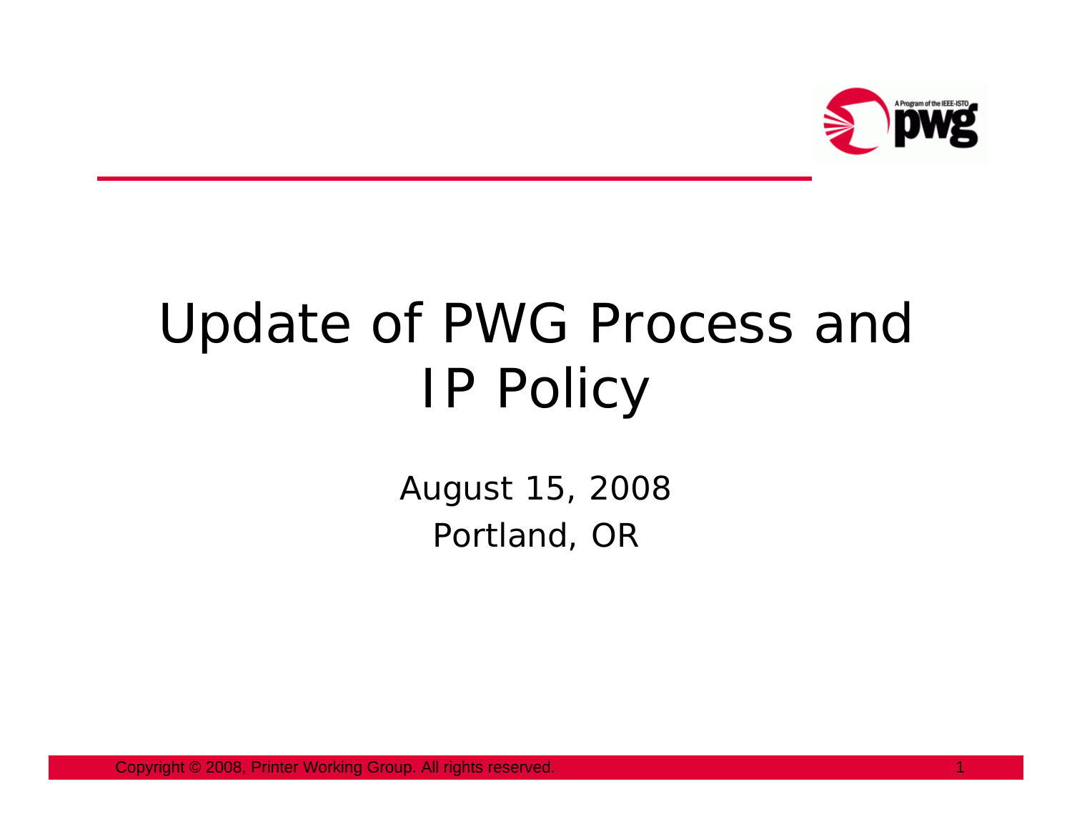# Update of PWG Process and IP Policy

August 15, 2008

Portland, OR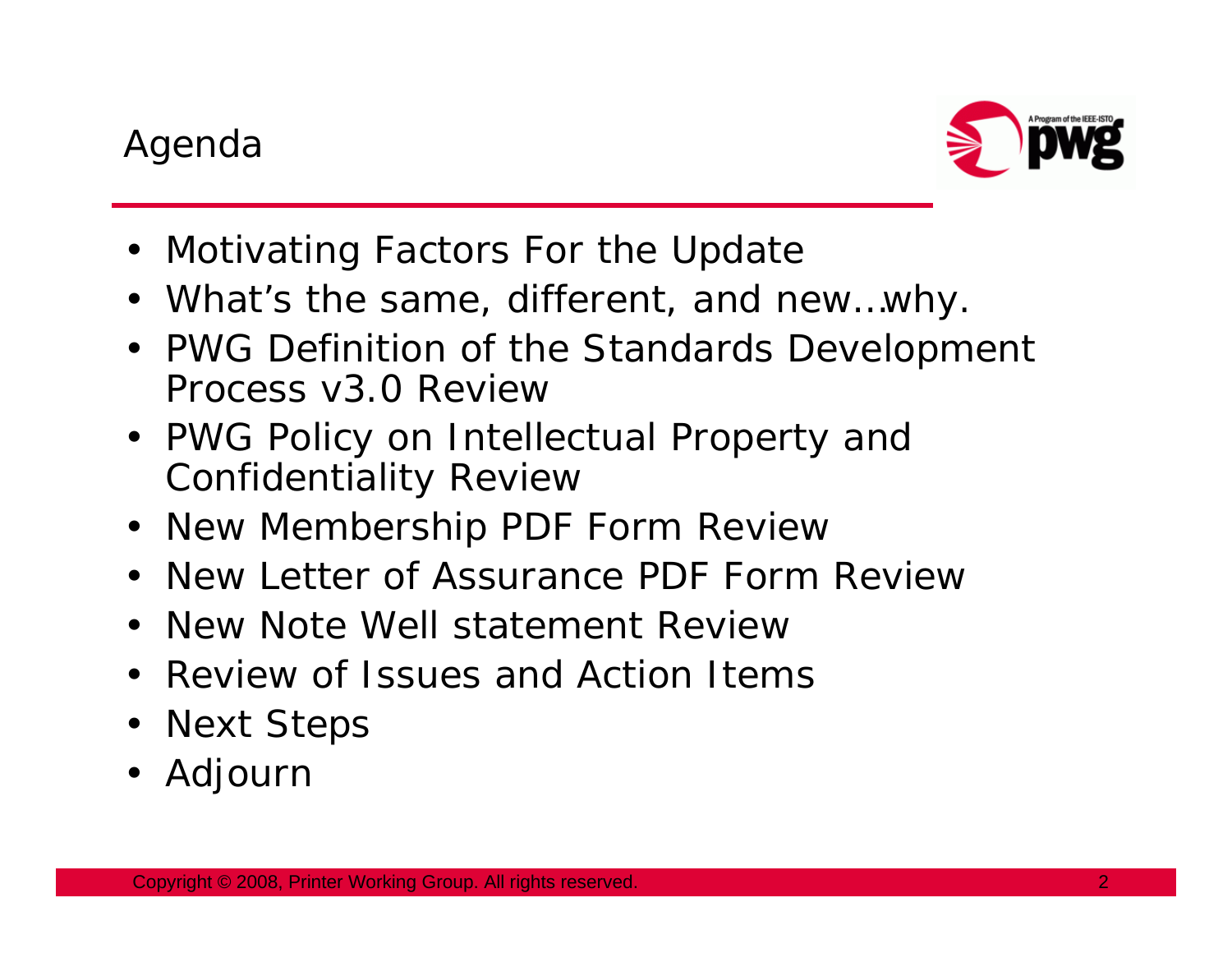# Agenda

- Motivating Factors For the Update
- What's the same, different, and new…why.
- PWG Definition of the Standards Development Process v3.0 Review
- PWG Policy on Intellectual Property and Confidentiality Review
- New Membership PDF Form Review
- New Letter of Assurance PDF Form Review
- New Note Well statement Review
- Review of Issues and Action Items
- Next Steps
- Adjourn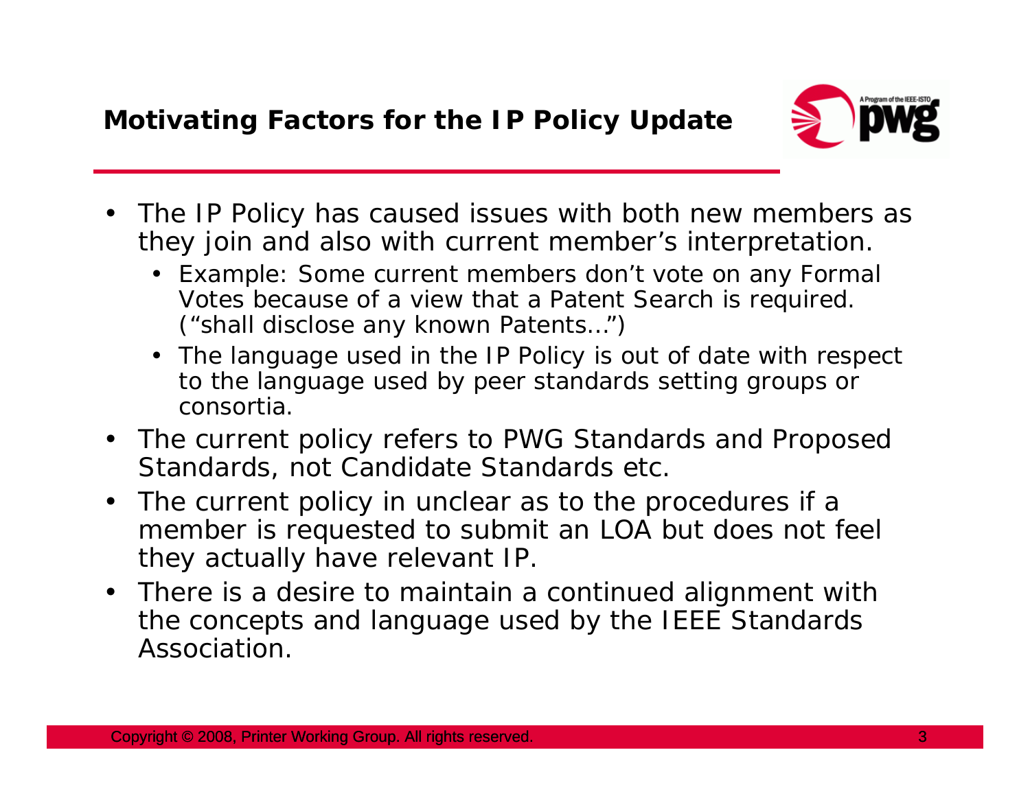## Motivating Factors for the IP Policy Update

- The IP Policy has caused issues with both new members as they join and also with current member's interpretation.
  - Example: Some current members don't vote on any Formal Votes because of a view that a Patent Search is required. ("shall disclose any known Patents…")
  - The language used in the IP Policy is out of date with respect to the language used by peer standards setting groups or consortia.
- The current policy refers to PWG Standards and Proposed Standards, not Candidate Standards etc.
- The current policy in unclear as to the procedures if a member is requested to submit an LOA but does not feel they actually have relevant IP.
- There is a desire to maintain a continued alignment with the concepts and language used by the IEEE Standards Association.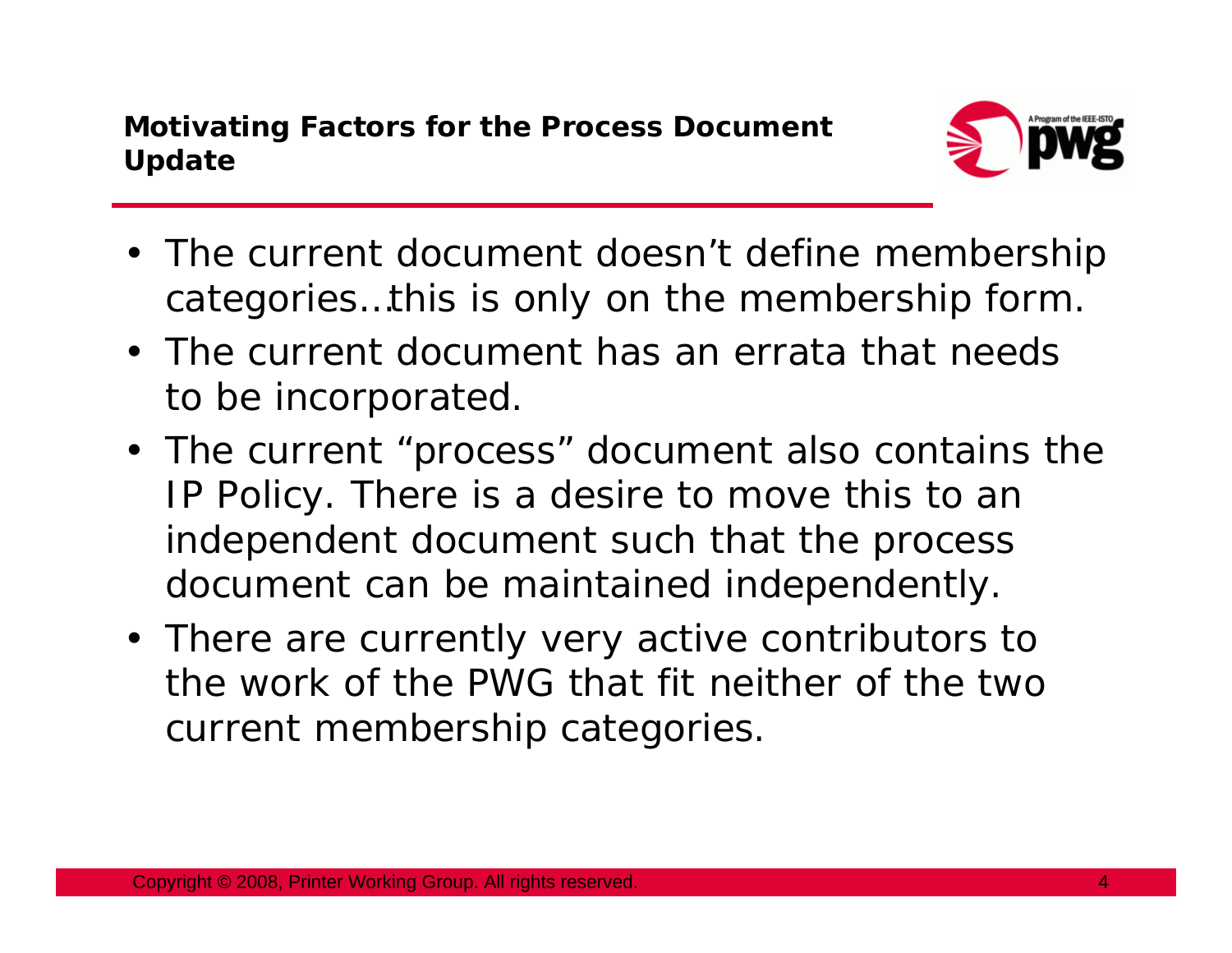## Motivating Factors for the Process Document Update

- The current document doesn't define membership categories…this is only on the membership form.
- The current document has an errata that needs to be incorporated.
- The current "process" document also contains the IP Policy. There is a desire to move this to an independent document such that the process document can be maintained independently.
- There are currently very active contributors to the work of the PWG that fit neither of the two current membership categories.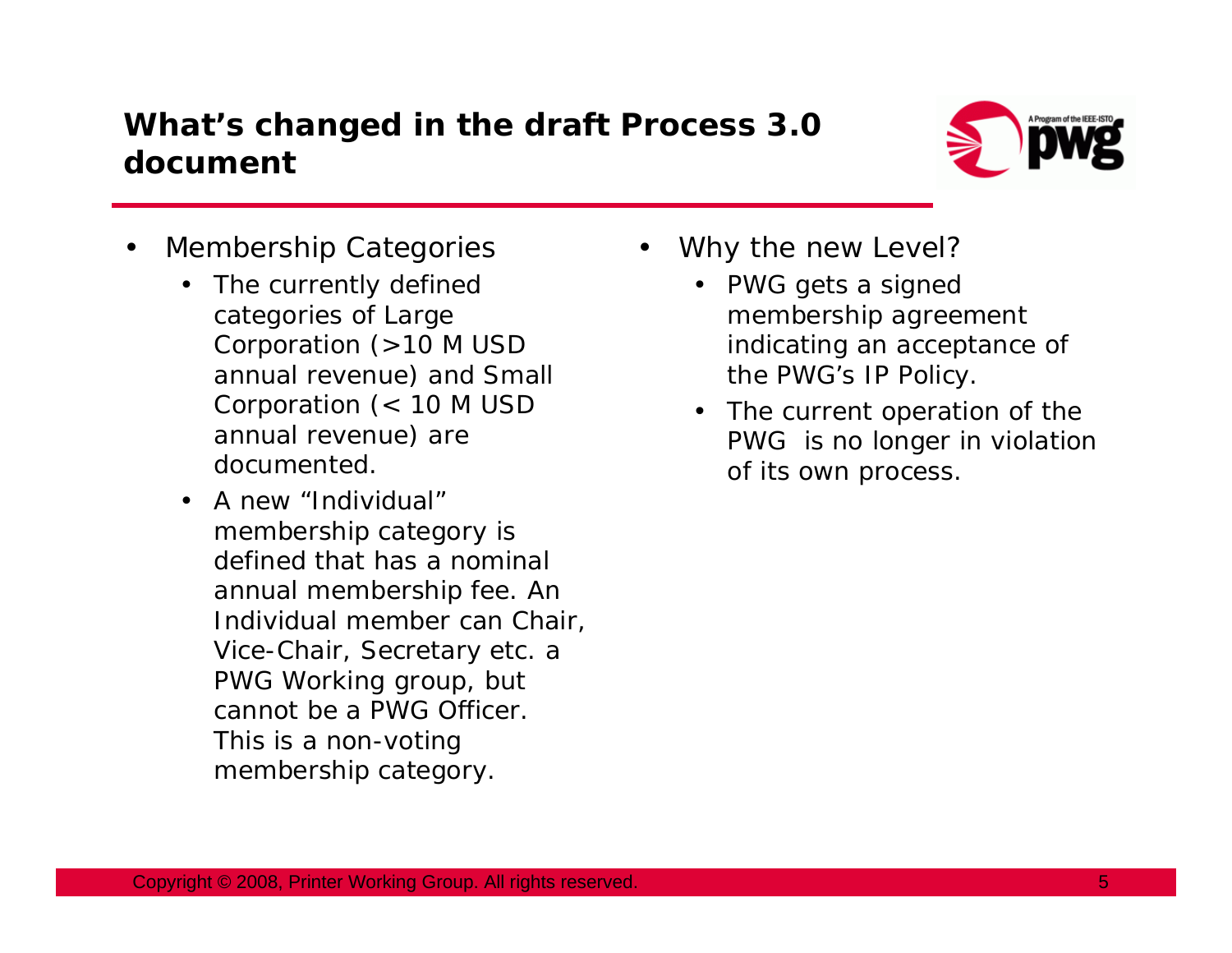## What's changed in the draft Process 3.0 document

- Membership Categories
  - The currently defined categories of Large Corporation (>10 M USD annual revenue) and Small Corporation (< 10 M USD annual revenue) are documented.
  - A new "Individual" membership category is defined that has a nominal annual membership fee. An Individual member can Chair, Vice-Chair, Secretary etc. a PWG Working group, but cannot be a PWG Officer. This is a non-voting membership category.

- Why the new Level?
  - PWG gets a signed membership agreement indicating an acceptance of the PWG's IP Policy.
  - The current operation of the PWG is no longer in violation of its own process.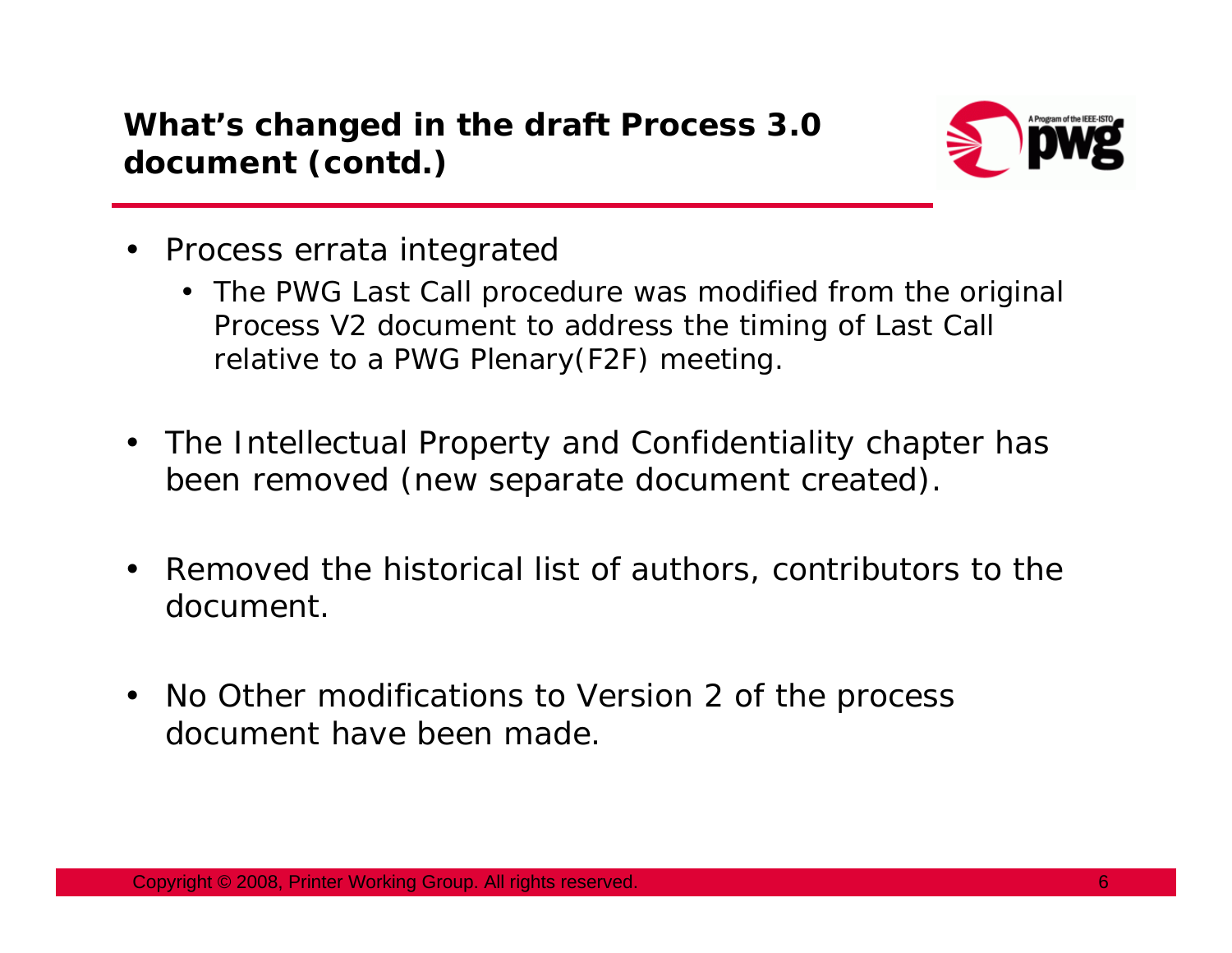## What's changed in the draft Process 3.0 document (contd.)

- Process errata integrated
  - The PWG Last Call procedure was modified from the original Process V2 document to address the timing of Last Call relative to a PWG Plenary(F2F) meeting.
- The Intellectual Property and Confidentiality chapter has been removed (new separate document created).
- Removed the historical list of authors, contributors to the document.
- No Other modifications to Version 2 of the process document have been made.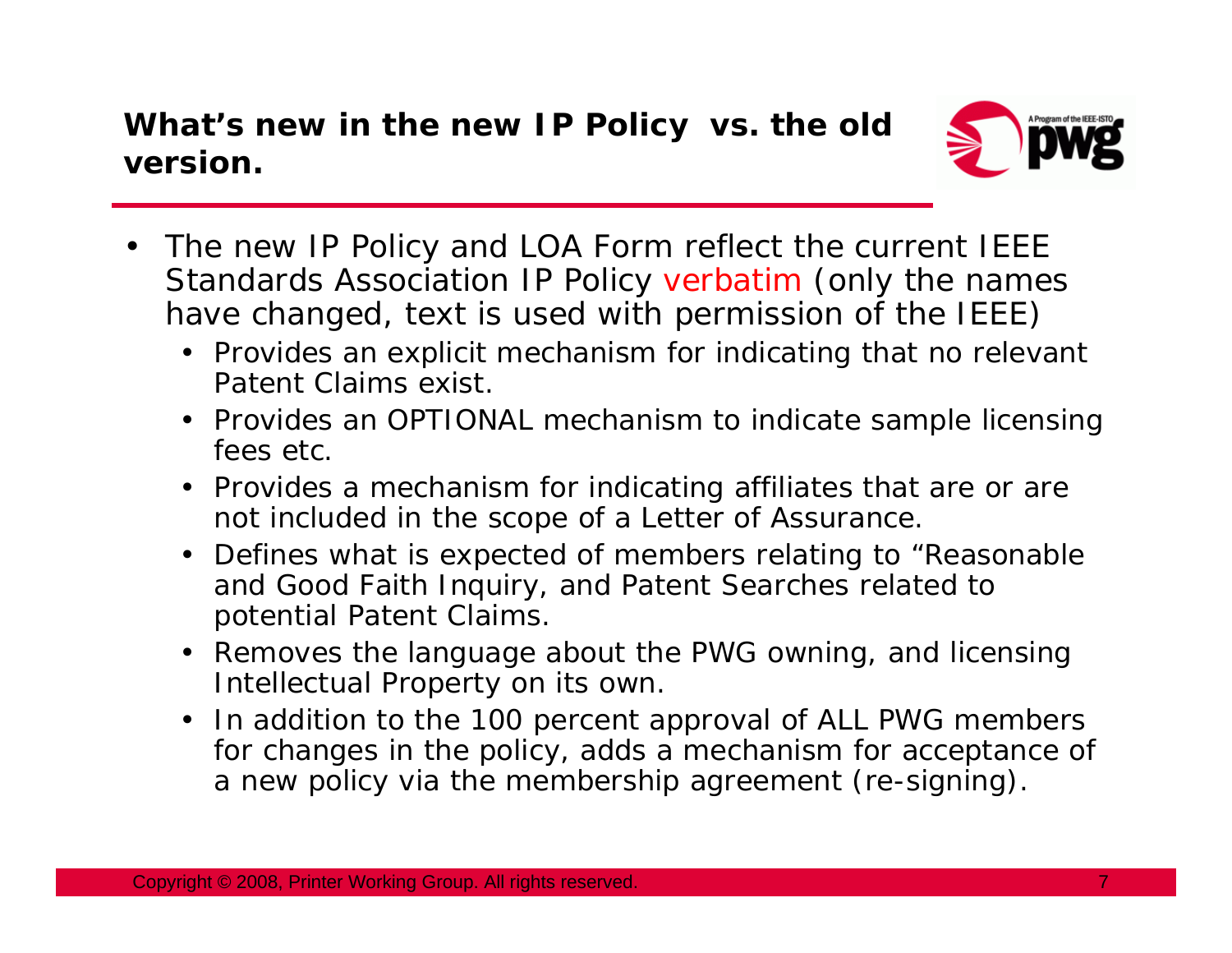## What's new in the new IP Policy vs. the old version.

- The new IP Policy and LOA Form reflect the current IEEE Standards Association IP Policy verbatim (only the names have changed, text is used with permission of the IEEE)
  - Provides an explicit mechanism for indicating that no relevant Patent Claims exist.
  - Provides an OPTIONAL mechanism to indicate sample licensing fees etc.
  - Provides a mechanism for indicating affiliates that are or are not included in the scope of a Letter of Assurance.
  - Defines what is expected of members relating to "Reasonable and Good Faith Inquiry, and Patent Searches related to potential Patent Claims.
  - Removes the language about the PWG owning, and licensing Intellectual Property on its own.
  - In addition to the 100 percent approval of ALL PWG members for changes in the policy, adds a mechanism for acceptance of a new policy via the membership agreement (re-signing).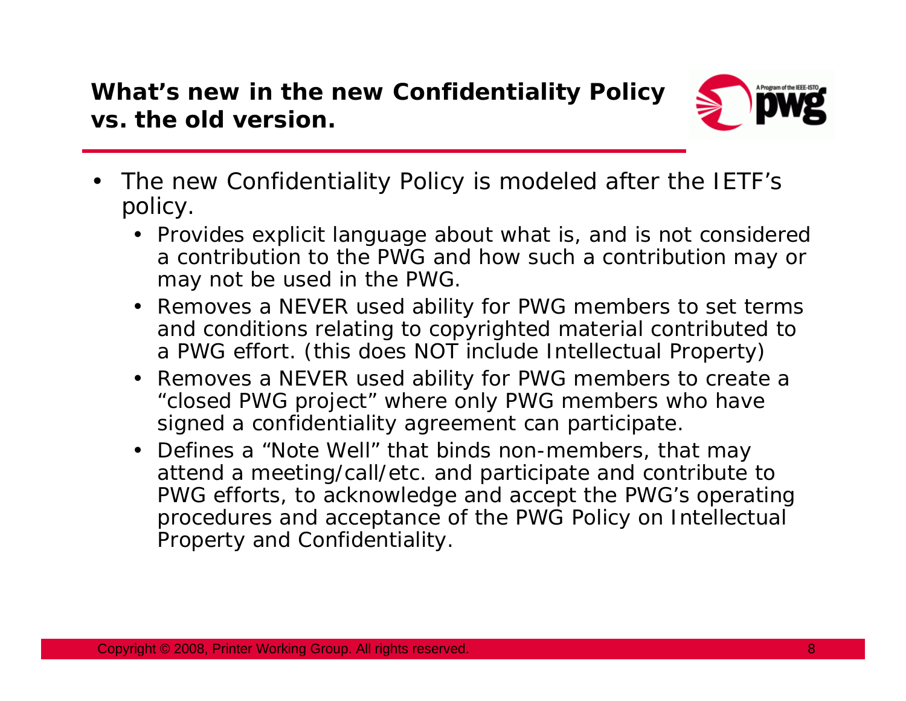## What's new in the new Confidentiality Policy vs. the old version.

- The new Confidentiality Policy is modeled after the IETF's policy.
  - Provides explicit language about what is, and is not considered a contribution to the PWG and how such a contribution may or may not be used in the PWG.
  - Removes a NEVER used ability for PWG members to set terms and conditions relating to copyrighted material contributed to a PWG effort. (this does NOT include Intellectual Property)
  - Removes a NEVER used ability for PWG members to create a "closed PWG project" where only PWG members who have signed a confidentiality agreement can participate.
  - Defines a "Note Well" that binds non-members, that may attend a meeting/call/etc. and participate and contribute to PWG efforts, to acknowledge and accept the PWG's operating procedures and acceptance of the PWG Policy on Intellectual Property and Confidentiality.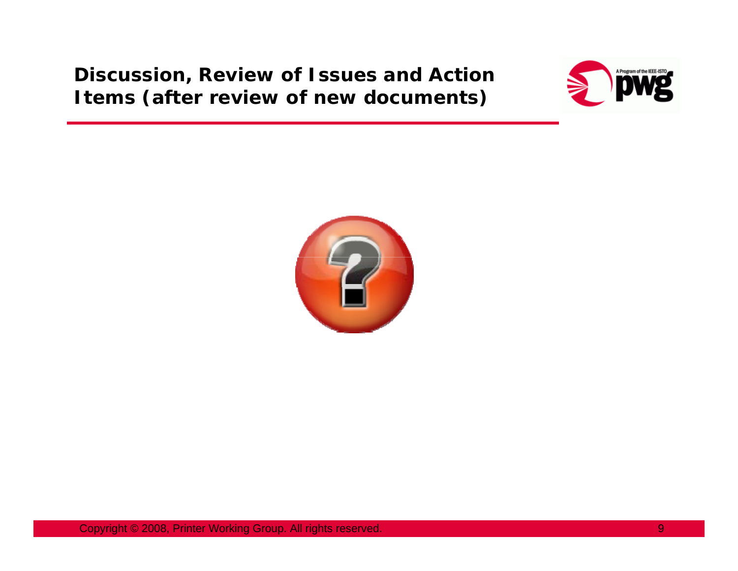# Discussion, Review of Issues and Action Items (after review of new documents)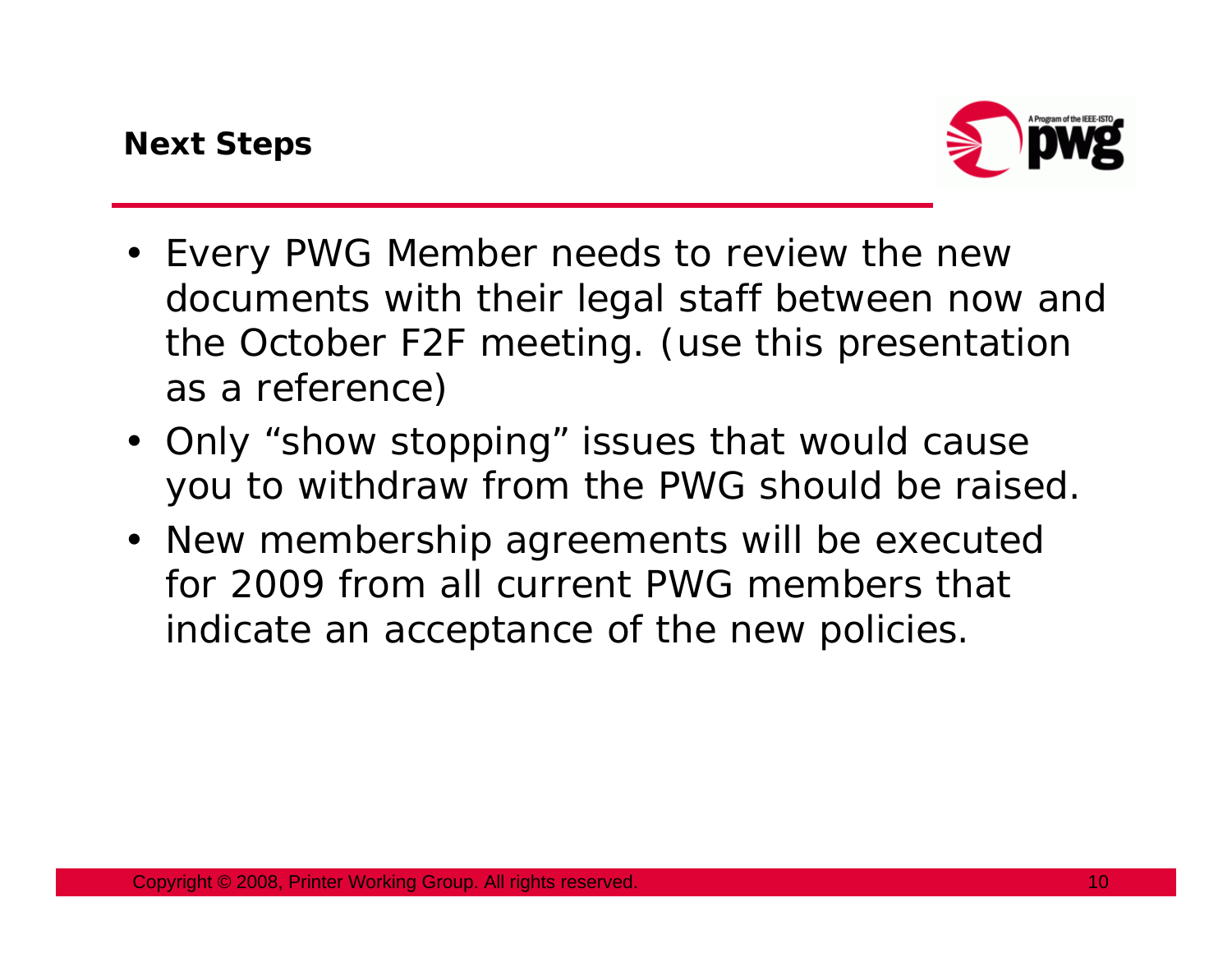## Next Steps

- Every PWG Member needs to review the new documents with their legal staff between now and the October F2F meeting. (use this presentation as a reference)
- Only “show stopping” issues that would cause you to withdraw from the PWG should be raised.
- New membership agreements will be executed for 2009 from all current PWG members that indicate an acceptance of the new policies.